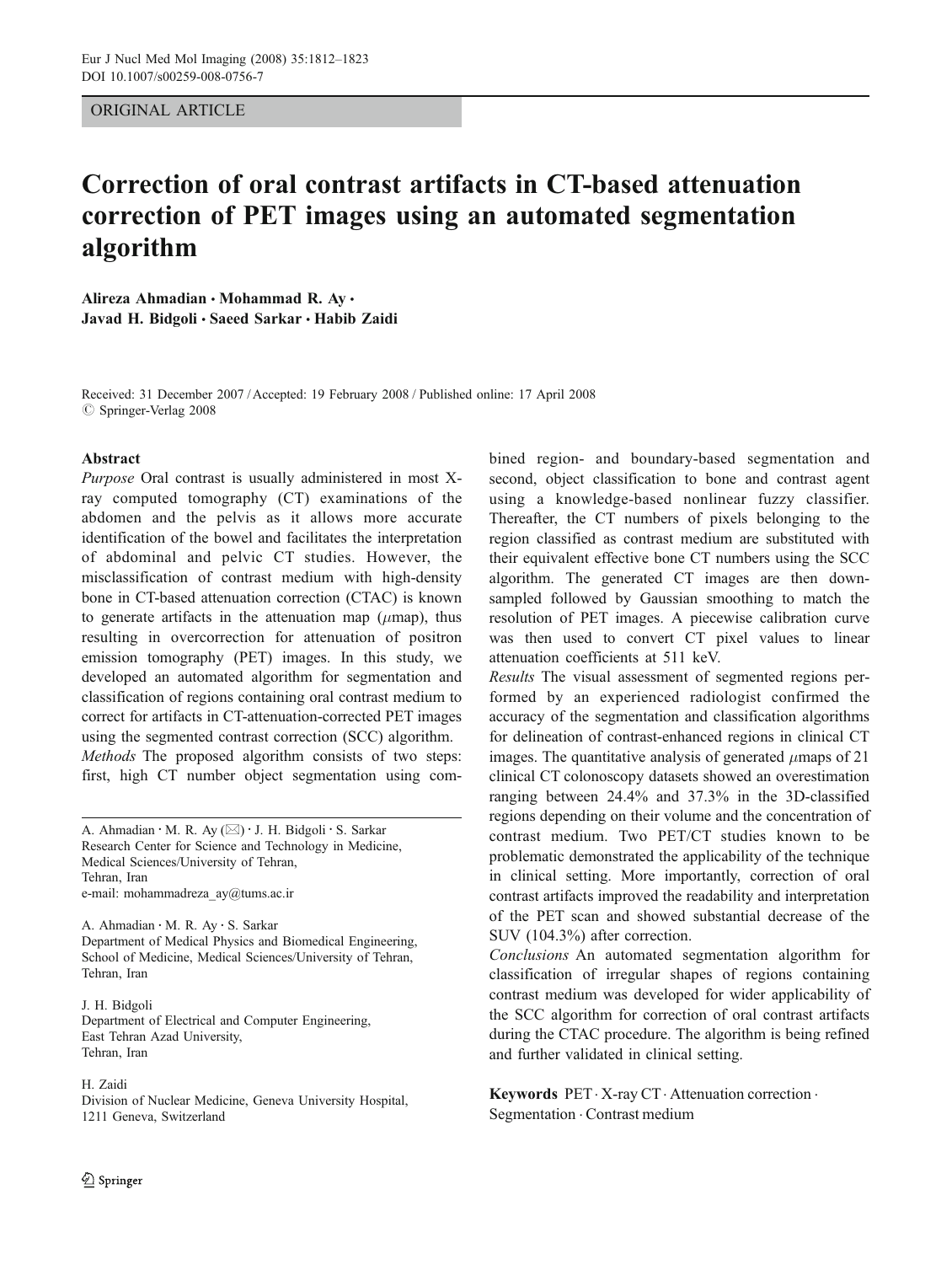ORIGINAL ARTICLE

# Correction of oral contrast artifacts in CT-based attenuation correction of PET images using an automated segmentation algorithm

**Alireza Ahmadian · Mohammad R. Ay · Javad H. Bidgoli · Saeed Sarkar · Habib Zaidi**

Received: 31 December 2007 / Accepted: 19 February 2008 / Published online: 17 April 2008
© Springer-Verlag 2008

## Abstract

*Purpose* Oral contrast is usually administered in most X-ray computed tomography (CT) examinations of the abdomen and the pelvis as it allows more accurate identification of the bowel and facilitates the interpretation of abdominal and pelvic CT studies. However, the misclassification of contrast medium with high-density bone in CT-based attenuation correction (CTAC) is known to generate artifacts in the attenuation map ($\mu$map), thus resulting in overcorrection for attenuation of positron emission tomography (PET) images. In this study, we developed an automated algorithm for segmentation and classification of regions containing oral contrast medium to correct for artifacts in CT-attenuation-corrected PET images using the segmented contrast correction (SCC) algorithm.

*Methods* The proposed algorithm consists of two steps: first, high CT number object segmentation using combined region- and boundary-based segmentation and second, object classification to bone and contrast agent using a knowledge-based nonlinear fuzzy classifier. Thereafter, the CT numbers of pixels belonging to the region classified as contrast medium are substituted with their equivalent effective bone CT numbers using the SCC algorithm. The generated CT images are then down-sampled followed by Gaussian smoothing to match the resolution of PET images. A piecewise calibration curve was then used to convert CT pixel values to linear attenuation coefficients at 511 keV.

*Results* The visual assessment of segmented regions performed by an experienced radiologist confirmed the accuracy of the segmentation and classification algorithms for delineation of contrast-enhanced regions in clinical CT images. The quantitative analysis of generated $\mu$maps of 21 clinical CT colonoscopy datasets showed an overestimation ranging between 24.4% and 37.3% in the 3D-classified regions depending on their volume and the concentration of contrast medium. Two PET/CT studies known to be problematic demonstrated the applicability of the technique in clinical setting. More importantly, correction of oral contrast artifacts improved the readability and interpretation of the PET scan and showed substantial decrease of the SUV (104.3%) after correction.

*Conclusions* An automated segmentation algorithm for classification of irregular shapes of regions containing contrast medium was developed for wider applicability of the SCC algorithm for correction of oral contrast artifacts during the CTAC procedure. The algorithm is being refined and further validated in clinical setting.

**Keywords** PET · X-ray CT · Attenuation correction · Segmentation · Contrast medium

A. Ahmadian · M. R. Ay (✉) · J. H. Bidgoli · S. Sarkar
Research Center for Science and Technology in Medicine, Medical Sciences/University of Tehran, Tehran, Iran
e-mail: mohammadreza_ay@tums.ac.ir

A. Ahmadian · M. R. Ay · S. Sarkar
Department of Medical Physics and Biomedical Engineering, School of Medicine, Medical Sciences/University of Tehran, Tehran, Iran

J. H. Bidgoli
Department of Electrical and Computer Engineering, East Tehran Azad University, Tehran, Iran

H. Zaidi
Division of Nuclear Medicine, Geneva University Hospital, 1211 Geneva, Switzerland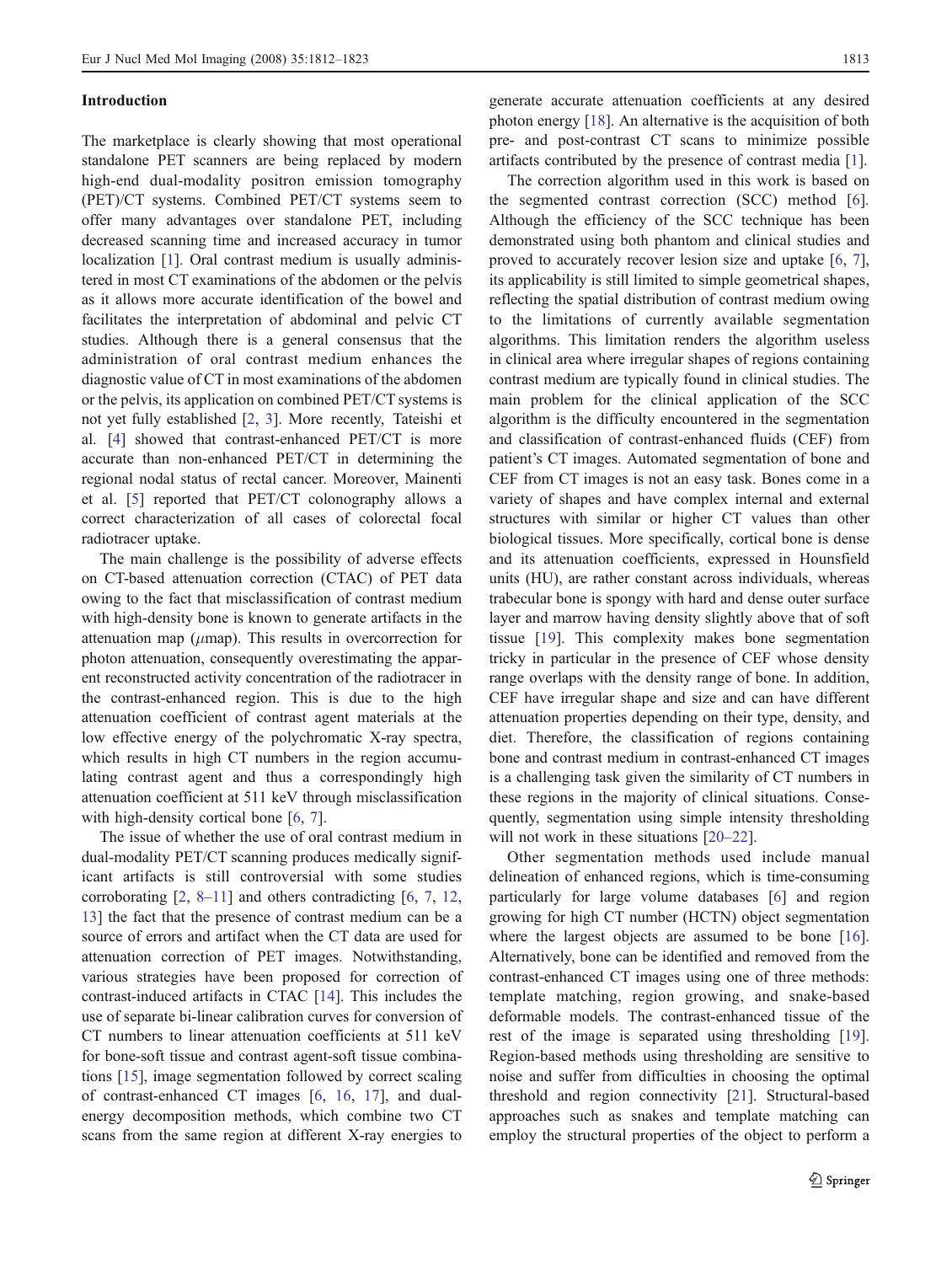## Introduction

The marketplace is clearly showing that most operational standalone PET scanners are being replaced by modern high-end dual-modality positron emission tomography (PET)/CT systems. Combined PET/CT systems seem to offer many advantages over standalone PET, including decreased scanning time and increased accuracy in tumor localization [1]. Oral contrast medium is usually administered in most CT examinations of the abdomen or the pelvis as it allows more accurate identification of the bowel and facilitates the interpretation of abdominal and pelvic CT studies. Although there is a general consensus that the administration of oral contrast medium enhances the diagnostic value of CT in most examinations of the abdomen or the pelvis, its application on combined PET/CT systems is not yet fully established [2, 3]. More recently, Tateishi et al. [4] showed that contrast-enhanced PET/CT is more accurate than non-enhanced PET/CT in determining the regional nodal status of rectal cancer. Moreover, Mainenti et al. [5] reported that PET/CT colonography allows a correct characterization of all cases of colorectal focal radiotracer uptake.

The main challenge is the possibility of adverse effects on CT-based attenuation correction (CTAC) of PET data owing to the fact that misclassification of contrast medium with high-density bone is known to generate artifacts in the attenuation map ($\mu$map). This results in overcorrection for photon attenuation, consequently overestimating the apparent reconstructed activity concentration of the radiotracer in the contrast-enhanced region. This is due to the high attenuation coefficient of contrast agent materials at the low effective energy of the polychromatic X-ray spectra, which results in high CT numbers in the region accumulating contrast agent and thus a correspondingly high attenuation coefficient at 511 keV through misclassification with high-density cortical bone [6, 7].

The issue of whether the use of oral contrast medium in dual-modality PET/CT scanning produces medically significant artifacts is still controversial with some studies corroborating [2, 8–11] and others contradicting [6, 7, 12, 13] the fact that the presence of contrast medium can be a source of errors and artifact when the CT data are used for attenuation correction of PET images. Notwithstanding, various strategies have been proposed for correction of contrast-induced artifacts in CTAC [14]. This includes the use of separate bi-linear calibration curves for conversion of CT numbers to linear attenuation coefficients at 511 keV for bone-soft tissue and contrast agent-soft tissue combinations [15], image segmentation followed by correct scaling of contrast-enhanced CT images [6, 16, 17], and dual-energy decomposition methods, which combine two CT scans from the same region at different X-ray energies to generate accurate attenuation coefficients at any desired photon energy [18]. An alternative is the acquisition of both pre- and post-contrast CT scans to minimize possible artifacts contributed by the presence of contrast media [1].

The correction algorithm used in this work is based on the segmented contrast correction (SCC) method [6]. Although the efficiency of the SCC technique has been demonstrated using both phantom and clinical studies and proved to accurately recover lesion size and uptake [6, 7], its applicability is still limited to simple geometrical shapes, reflecting the spatial distribution of contrast medium owing to the limitations of currently available segmentation algorithms. This limitation renders the algorithm useless in clinical area where irregular shapes of regions containing contrast medium are typically found in clinical studies. The main problem for the clinical application of the SCC algorithm is the difficulty encountered in the segmentation and classification of contrast-enhanced fluids (CEF) from patient's CT images. Automated segmentation of bone and CEF from CT images is not an easy task. Bones come in a variety of shapes and have complex internal and external structures with similar or higher CT values than other biological tissues. More specifically, cortical bone is dense and its attenuation coefficients, expressed in Hounsfield units (HU), are rather constant across individuals, whereas trabecular bone is spongy with hard and dense outer surface layer and marrow having density slightly above that of soft tissue [19]. This complexity makes bone segmentation tricky in particular in the presence of CEF whose density range overlaps with the density range of bone. In addition, CEF have irregular shape and size and can have different attenuation properties depending on their type, density, and diet. Therefore, the classification of regions containing bone and contrast medium in contrast-enhanced CT images is a challenging task given the similarity of CT numbers in these regions in the majority of clinical situations. Consequently, segmentation using simple intensity thresholding will not work in these situations [20–22].

Other segmentation methods used include manual delineation of enhanced regions, which is time-consuming particularly for large volume databases [6] and region growing for high CT number (HCTN) object segmentation where the largest objects are assumed to be bone [16]. Alternatively, bone can be identified and removed from the contrast-enhanced CT images using one of three methods: template matching, region growing, and snake-based deformable models. The contrast-enhanced tissue of the rest of the image is separated using thresholding [19]. Region-based methods using thresholding are sensitive to noise and suffer from difficulties in choosing the optimal threshold and region connectivity [21]. Structural-based approaches such as snakes and template matching can employ the structural properties of the object to perform a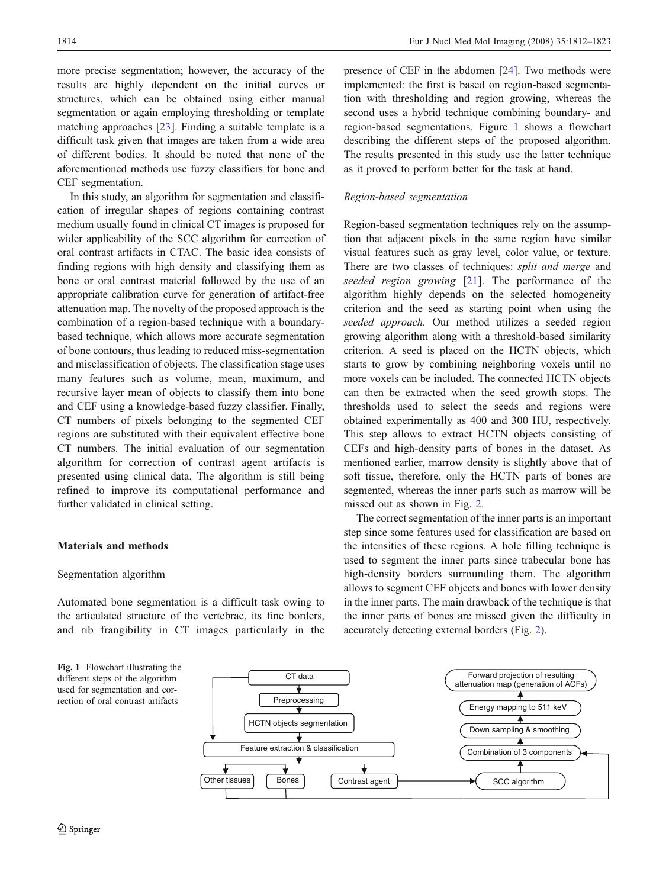more precise segmentation; however, the accuracy of the results are highly dependent on the initial curves or structures, which can be obtained using either manual segmentation or again employing thresholding or template matching approaches [23]. Finding a suitable template is a difficult task given that images are taken from a wide area of different bodies. It should be noted that none of the aforementioned methods use fuzzy classifiers for bone and CEF segmentation.

In this study, an algorithm for segmentation and classification of irregular shapes of regions containing contrast medium usually found in clinical CT images is proposed for wider applicability of the SCC algorithm for correction of oral contrast artifacts in CTAC. The basic idea consists of finding regions with high density and classifying them as bone or oral contrast material followed by the use of an appropriate calibration curve for generation of artifact-free attenuation map. The novelty of the proposed approach is the combination of a region-based technique with a boundary-based technique, which allows more accurate segmentation of bone contours, thus leading to reduced miss-segmentation and misclassification of objects. The classification stage uses many features such as volume, mean, maximum, and recursive layer mean of objects to classify them into bone and CEF using a knowledge-based fuzzy classifier. Finally, CT numbers of pixels belonging to the segmented CEF regions are substituted with their equivalent effective bone CT numbers. The initial evaluation of our segmentation algorithm for correction of contrast agent artifacts is presented using clinical data. The algorithm is still being refined to improve its computational performance and further validated in clinical setting.

## Materials and methods

### Segmentation algorithm

Automated bone segmentation is a difficult task owing to the articulated structure of the vertebrae, its fine borders, and rib frangibility in CT images particularly in the presence of CEF in the abdomen [24]. Two methods were implemented: the first is based on region-based segmentation with thresholding and region growing, whereas the second uses a hybrid technique combining boundary- and region-based segmentations. Figure 1 shows a flowchart describing the different steps of the proposed algorithm. The results presented in this study use the latter technique as it proved to perform better for the task at hand.

#### *Region-based segmentation*

Region-based segmentation techniques rely on the assumption that adjacent pixels in the same region have similar visual features such as gray level, color value, or texture. There are two classes of techniques: *split and merge* and *seeded region growing* [21]. The performance of the algorithm highly depends on the selected homogeneity criterion and the seed as starting point when using the *seeded approach.* Our method utilizes a seeded region growing algorithm along with a threshold-based similarity criterion. A seed is placed on the HCTN objects, which starts to grow by combining neighboring voxels until no more voxels can be included. The connected HCTN objects can then be extracted when the seed growth stops. The thresholds used to select the seeds and regions were obtained experimentally as 400 and 300 HU, respectively. This step allows to extract HCTN objects consisting of CEFs and high-density parts of bones in the dataset. As mentioned earlier, marrow density is slightly above that of soft tissue, therefore, only the HCTN parts of bones are segmented, whereas the inner parts such as marrow will be missed out as shown in Fig. 2.

The correct segmentation of the inner parts is an important step since some features used for classification are based on the intensities of these regions. A hole filling technique is used to segment the inner parts since trabecular bone has high-density borders surrounding them. The algorithm allows to segment CEF objects and bones with lower density in the inner parts. The main drawback of the technique is that the inner parts of bones are missed given the difficulty in accurately detecting external borders (Fig. 2).

Fig. 1 Flowchart illustrating the different steps of the algorithm used for segmentation and correction of oral contrast artifacts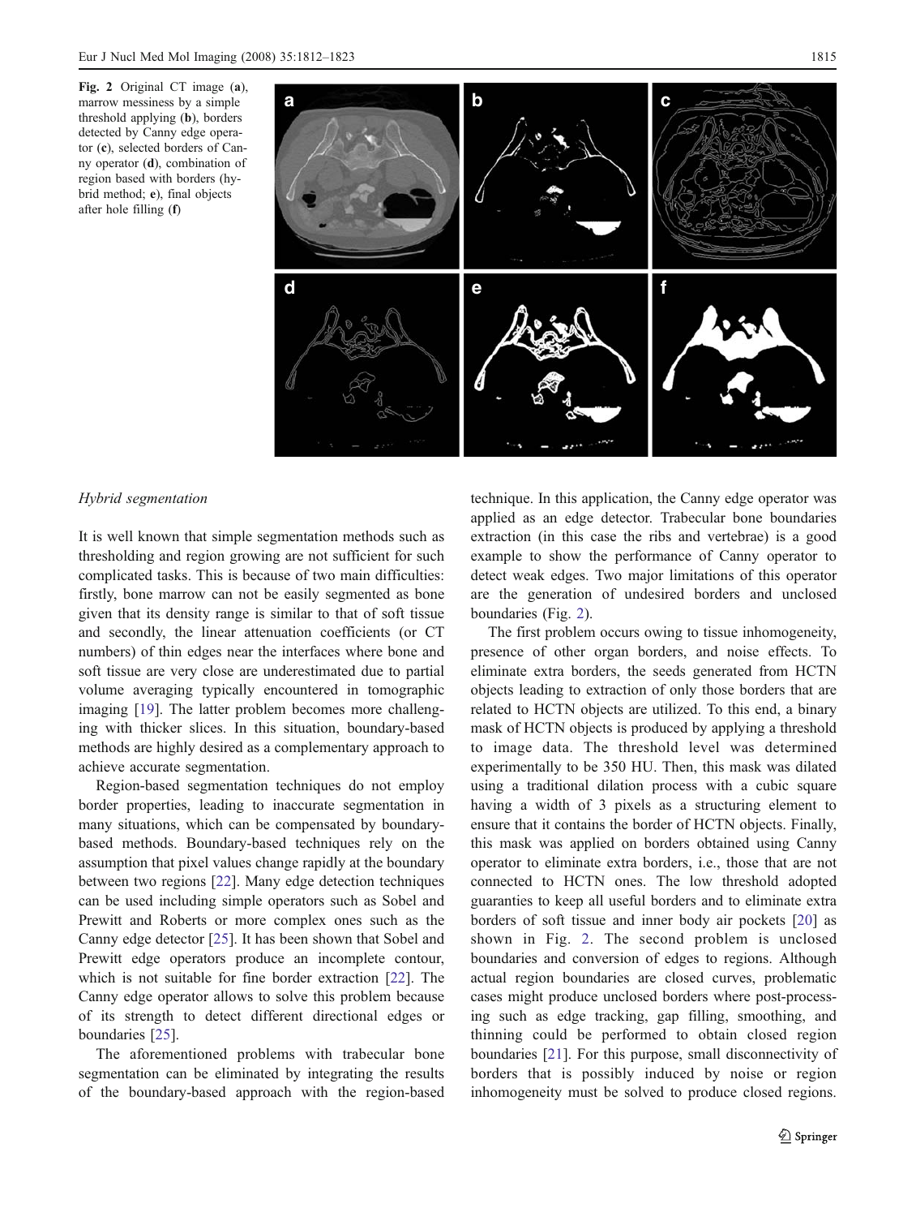Fig. 2 Original CT image (**a**), marrow messiness by a simple threshold applying (**b**), borders detected by Canny edge operator (**c**), selected borders of Canny operator (**d**), combination of region based with borders (hybrid method; **e**), final objects after hole filling (**f**)

*Hybrid segmentation*

It is well known that simple segmentation methods such as thresholding and region growing are not sufficient for such complicated tasks. This is because of two main difficulties: firstly, bone marrow can not be easily segmented as bone given that its density range is similar to that of soft tissue and secondly, the linear attenuation coefficients (or CT numbers) of thin edges near the interfaces where bone and soft tissue are very close are underestimated due to partial volume averaging typically encountered in tomographic imaging [19]. The latter problem becomes more challenging with thicker slices. In this situation, boundary-based methods are highly desired as a complementary approach to achieve accurate segmentation.

Region-based segmentation techniques do not employ border properties, leading to inaccurate segmentation in many situations, which can be compensated by boundary-based methods. Boundary-based techniques rely on the assumption that pixel values change rapidly at the boundary between two regions [22]. Many edge detection techniques can be used including simple operators such as Sobel and Prewitt and Roberts or more complex ones such as the Canny edge detector [25]. It has been shown that Sobel and Prewitt edge operators produce an incomplete contour, which is not suitable for fine border extraction [22]. The Canny edge operator allows to solve this problem because of its strength to detect different directional edges or boundaries [25].

The aforementioned problems with trabecular bone segmentation can be eliminated by integrating the results of the boundary-based approach with the region-based technique. In this application, the Canny edge operator was applied as an edge detector. Trabecular bone boundaries extraction (in this case the ribs and vertebrae) is a good example to show the performance of Canny operator to detect weak edges. Two major limitations of this operator are the generation of undesired borders and unclosed boundaries (Fig. 2).

The first problem occurs owing to tissue inhomogeneity, presence of other organ borders, and noise effects. To eliminate extra borders, the seeds generated from HCTN objects leading to extraction of only those borders that are related to HCTN objects are utilized. To this end, a binary mask of HCTN objects is produced by applying a threshold to image data. The threshold level was determined experimentally to be 350 HU. Then, this mask was dilated using a traditional dilation process with a cubic square having a width of 3 pixels as a structuring element to ensure that it contains the border of HCTN objects. Finally, this mask was applied on borders obtained using Canny operator to eliminate extra borders, i.e., those that are not connected to HCTN ones. The low threshold adopted guaranties to keep all useful borders and to eliminate extra borders of soft tissue and inner body air pockets [20] as shown in Fig. 2. The second problem is unclosed boundaries and conversion of edges to regions. Although actual region boundaries are closed curves, problematic cases might produce unclosed borders where post-processing such as edge tracking, gap filling, smoothing, and thinning could be performed to obtain closed region boundaries [21]. For this purpose, small disconnectivity of borders that is possibly induced by noise or region inhomogeneity must be solved to produce closed regions.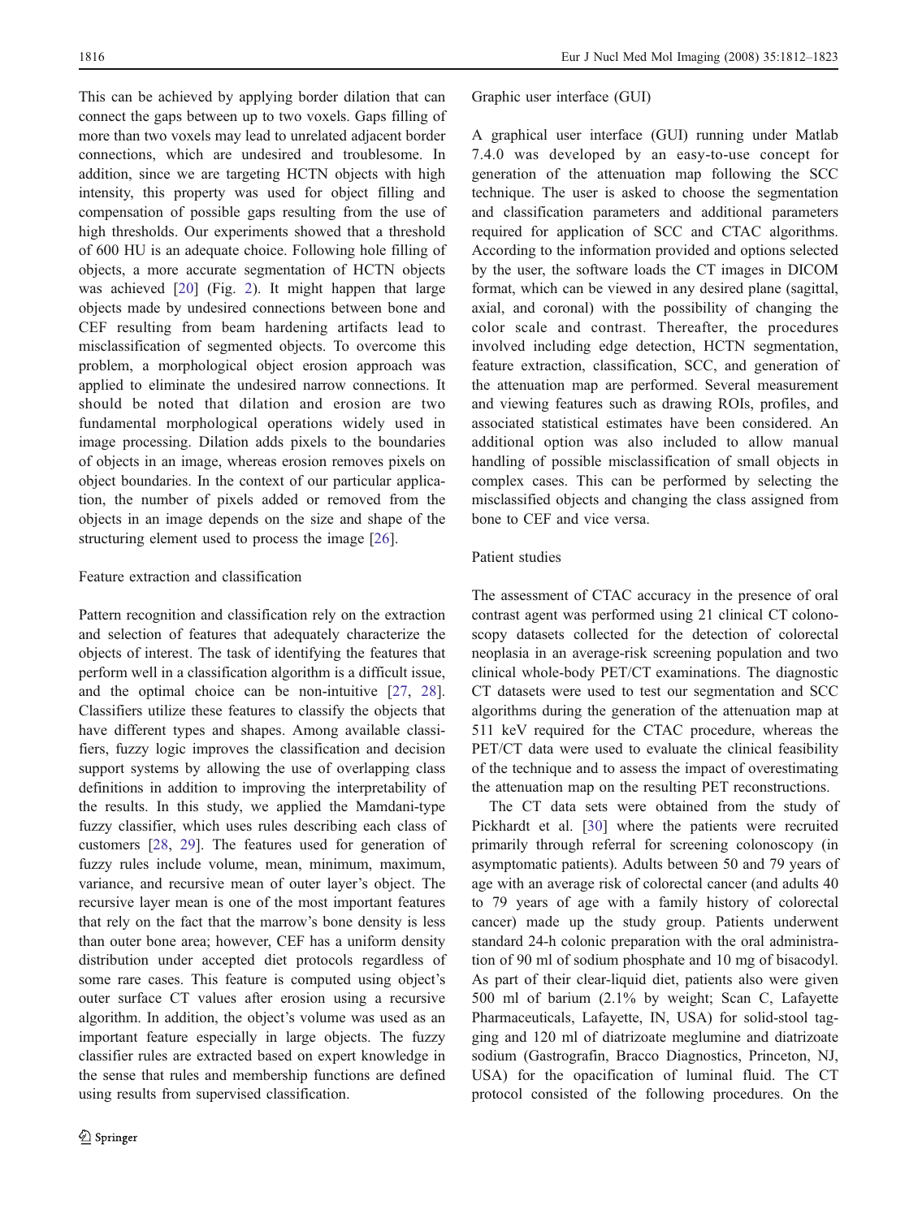This can be achieved by applying border dilation that can connect the gaps between up to two voxels. Gaps filling of more than two voxels may lead to unrelated adjacent border connections, which are undesired and troublesome. In addition, since we are targeting HCTN objects with high intensity, this property was used for object filling and compensation of possible gaps resulting from the use of high thresholds. Our experiments showed that a threshold of 600 HU is an adequate choice. Following hole filling of objects, a more accurate segmentation of HCTN objects was achieved [20] (Fig. 2). It might happen that large objects made by undesired connections between bone and CEF resulting from beam hardening artifacts lead to misclassification of segmented objects. To overcome this problem, a morphological object erosion approach was applied to eliminate the undesired narrow connections. It should be noted that dilation and erosion are two fundamental morphological operations widely used in image processing. Dilation adds pixels to the boundaries of objects in an image, whereas erosion removes pixels on object boundaries. In the context of our particular application, the number of pixels added or removed from the objects in an image depends on the size and shape of the structuring element used to process the image [26].

### Feature extraction and classification

Pattern recognition and classification rely on the extraction and selection of features that adequately characterize the objects of interest. The task of identifying the features that perform well in a classification algorithm is a difficult issue, and the optimal choice can be non-intuitive [27, 28]. Classifiers utilize these features to classify the objects that have different types and shapes. Among available classifiers, fuzzy logic improves the classification and decision support systems by allowing the use of overlapping class definitions in addition to improving the interpretability of the results. In this study, we applied the Mamdani-type fuzzy classifier, which uses rules describing each class of customers [28, 29]. The features used for generation of fuzzy rules include volume, mean, minimum, maximum, variance, and recursive mean of outer layer's object. The recursive layer mean is one of the most important features that rely on the fact that the marrow's bone density is less than outer bone area; however, CEF has a uniform density distribution under accepted diet protocols regardless of some rare cases. This feature is computed using object's outer surface CT values after erosion using a recursive algorithm. In addition, the object's volume was used as an important feature especially in large objects. The fuzzy classifier rules are extracted based on expert knowledge in the sense that rules and membership functions are defined using results from supervised classification.

### Graphic user interface (GUI)

A graphical user interface (GUI) running under Matlab 7.4.0 was developed by an easy-to-use concept for generation of the attenuation map following the SCC technique. The user is asked to choose the segmentation and classification parameters and additional parameters required for application of SCC and CTAC algorithms. According to the information provided and options selected by the user, the software loads the CT images in DICOM format, which can be viewed in any desired plane (sagittal, axial, and coronal) with the possibility of changing the color scale and contrast. Thereafter, the procedures involved including edge detection, HCTN segmentation, feature extraction, classification, SCC, and generation of the attenuation map are performed. Several measurement and viewing features such as drawing ROIs, profiles, and associated statistical estimates have been considered. An additional option was also included to allow manual handling of possible misclassification of small objects in complex cases. This can be performed by selecting the misclassified objects and changing the class assigned from bone to CEF and vice versa.

### Patient studies

The assessment of CTAC accuracy in the presence of oral contrast agent was performed using 21 clinical CT colonoscopy datasets collected for the detection of colorectal neoplasia in an average-risk screening population and two clinical whole-body PET/CT examinations. The diagnostic CT datasets were used to test our segmentation and SCC algorithms during the generation of the attenuation map at 511 keV required for the CTAC procedure, whereas the PET/CT data were used to evaluate the clinical feasibility of the technique and to assess the impact of overestimating the attenuation map on the resulting PET reconstructions.

The CT data sets were obtained from the study of Pickhardt et al. [30] where the patients were recruited primarily through referral for screening colonoscopy (in asymptomatic patients). Adults between 50 and 79 years of age with an average risk of colorectal cancer (and adults 40 to 79 years of age with a family history of colorectal cancer) made up the study group. Patients underwent standard 24-h colonic preparation with the oral administration of 90 ml of sodium phosphate and 10 mg of bisacodyl. As part of their clear-liquid diet, patients also were given 500 ml of barium (2.1% by weight; Scan C, Lafayette Pharmaceuticals, Lafayette, IN, USA) for solid-stool tagging and 120 ml of diatrizoate meglumine and diatrizoate sodium (Gastrografin, Bracco Diagnostics, Princeton, NJ, USA) for the opacification of luminal fluid. The CT protocol consisted of the following procedures. On the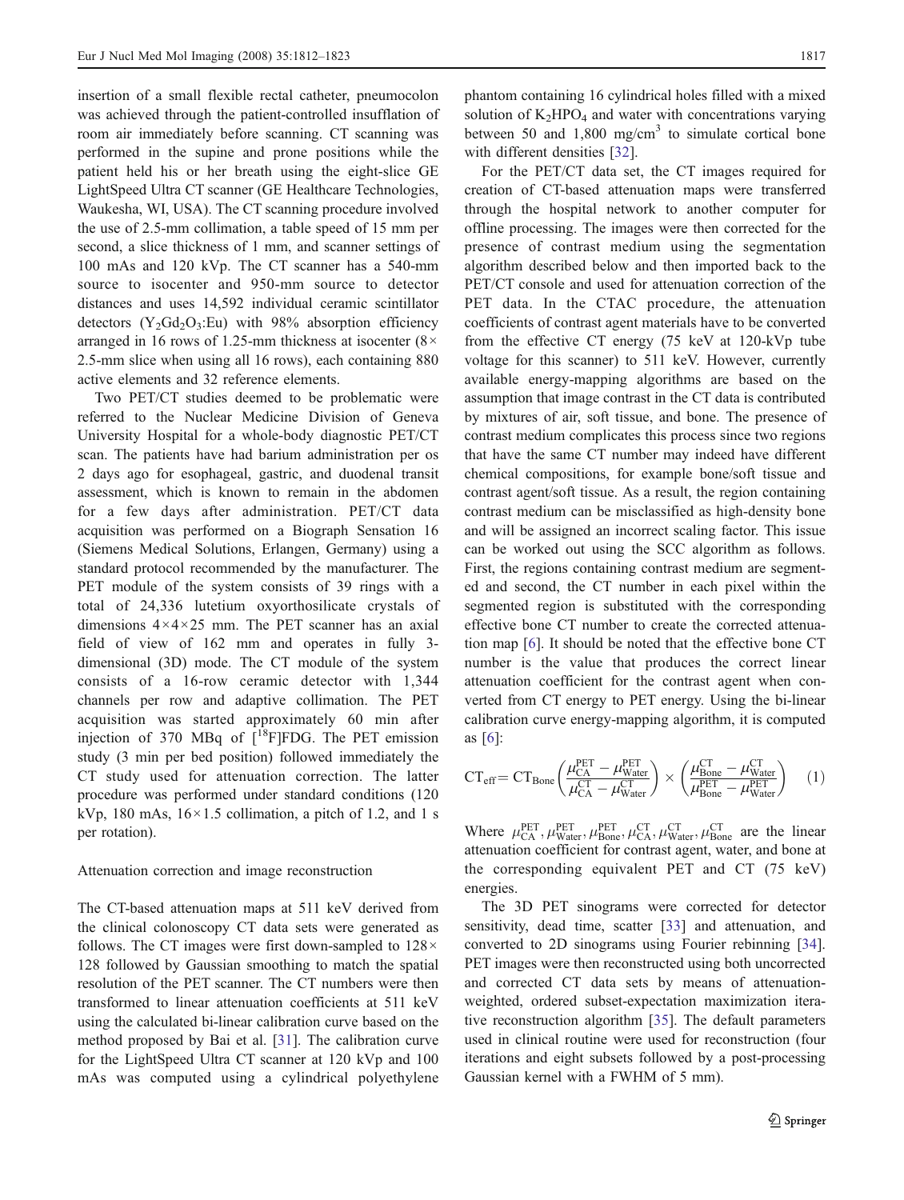insertion of a small flexible rectal catheter, pneumocolon was achieved through the patient-controlled insufflation of room air immediately before scanning. CT scanning was performed in the supine and prone positions while the patient held his or her breath using the eight-slice GE LightSpeed Ultra CT scanner (GE Healthcare Technologies, Waukesha, WI, USA). The CT scanning procedure involved the use of 2.5-mm collimation, a table speed of 15 mm per second, a slice thickness of 1 mm, and scanner settings of 100 mAs and 120 kVp. The CT scanner has a 540-mm source to isocenter and 950-mm source to detector distances and uses 14,592 individual ceramic scintillator detectors ($Y_2Gd_2O_3$:Eu) with 98% absorption efficiency arranged in 16 rows of 1.25-mm thickness at isocenter (8× 2.5-mm slice when using all 16 rows), each containing 880 active elements and 32 reference elements.

Two PET/CT studies deemed to be problematic were referred to the Nuclear Medicine Division of Geneva University Hospital for a whole-body diagnostic PET/CT scan. The patients have had barium administration per os 2 days ago for esophageal, gastric, and duodenal transit assessment, which is known to remain in the abdomen for a few days after administration. PET/CT data acquisition was performed on a Biograph Sensation 16 (Siemens Medical Solutions, Erlangen, Germany) using a standard protocol recommended by the manufacturer. The PET module of the system consists of 39 rings with a total of 24,336 lutetium oxyorthosilicate crystals of dimensions 4×4×25 mm. The PET scanner has an axial field of view of 162 mm and operates in fully 3-dimensional (3D) mode. The CT module of the system consists of a 16-row ceramic detector with 1,344 channels per row and adaptive collimation. The PET acquisition was started approximately 60 min after injection of 370 MBq of [$^{18}$F]FDG. The PET emission study (3 min per bed position) followed immediately the CT study used for attenuation correction. The latter procedure was performed under standard conditions (120 kVp, 180 mAs, 16×1.5 collimation, a pitch of 1.2, and 1 s per rotation).

## Attenuation correction and image reconstruction

The CT-based attenuation maps at 511 keV derived from the clinical colonoscopy CT data sets were generated as follows. The CT images were first down-sampled to 128× 128 followed by Gaussian smoothing to match the spatial resolution of the PET scanner. The CT numbers were then transformed to linear attenuation coefficients at 511 keV using the calculated bi-linear calibration curve based on the method proposed by Bai et al. [31]. The calibration curve for the LightSpeed Ultra CT scanner at 120 kVp and 100 mAs was computed using a cylindrical polyethylene phantom containing 16 cylindrical holes filled with a mixed solution of $K_2HPO_4$ and water with concentrations varying between 50 and 1,800 mg/cm$^3$ to simulate cortical bone with different densities [32].

For the PET/CT data set, the CT images required for creation of CT-based attenuation maps were transferred through the hospital network to another computer for offline processing. The images were then corrected for the presence of contrast medium using the segmentation algorithm described below and then imported back to the PET/CT console and used for attenuation correction of the PET data. In the CTAC procedure, the attenuation coefficients of contrast agent materials have to be converted from the effective CT energy (75 keV at 120-kVp tube voltage for this scanner) to 511 keV. However, currently available energy-mapping algorithms are based on the assumption that image contrast in the CT data is contributed by mixtures of air, soft tissue, and bone. The presence of contrast medium complicates this process since two regions that have the same CT number may indeed have different chemical compositions, for example bone/soft tissue and contrast agent/soft tissue. As a result, the region containing contrast medium can be misclassified as high-density bone and will be assigned an incorrect scaling factor. This issue can be worked out using the SCC algorithm as follows. First, the regions containing contrast medium are segmented and second, the CT number in each pixel within the segmented region is substituted with the corresponding effective bone CT number to create the corrected attenuation map [6]. It should be noted that the effective bone CT number is the value that produces the correct linear attenuation coefficient for the contrast agent when converted from CT energy to PET energy. Using the bi-linear calibration curve energy-mapping algorithm, it is computed as [6]:

$$\mathrm{CT_{eff}} = \mathrm{CT_{Bone}} \left( \frac{\mu_{\mathrm{CA}}^{\mathrm{PET}} - \mu_{\mathrm{Water}}^{\mathrm{PET}}}{\mu_{\mathrm{CA}}^{\mathrm{CT}} - \mu_{\mathrm{Water}}^{\mathrm{CT}}} \right) \times \left( \frac{\mu_{\mathrm{Bone}}^{\mathrm{CT}} - \mu_{\mathrm{Water}}^{\mathrm{CT}}}{\mu_{\mathrm{Bone}}^{\mathrm{PET}} - \mu_{\mathrm{Water}}^{\mathrm{PET}}} \right) \quad (1)$$

Where $\mu_{\mathrm{CA}}^{\mathrm{PET}}, \mu_{\mathrm{Water}}^{\mathrm{PET}}, \mu_{\mathrm{Bone}}^{\mathrm{PET}}, \mu_{\mathrm{CA}}^{\mathrm{CT}}, \mu_{\mathrm{Water}}^{\mathrm{CT}}, \mu_{\mathrm{Bone}}^{\mathrm{CT}}$ are the linear attenuation coefficient for contrast agent, water, and bone at the corresponding equivalent PET and CT (75 keV) energies.

The 3D PET sinograms were corrected for detector sensitivity, dead time, scatter [33] and attenuation, and converted to 2D sinograms using Fourier rebinning [34]. PET images were then reconstructed using both uncorrected and corrected CT data sets by means of attenuation-weighted, ordered subset-expectation maximization iterative reconstruction algorithm [35]. The default parameters used in clinical routine were used for reconstruction (four iterations and eight subsets followed by a post-processing Gaussian kernel with a FWHM of 5 mm).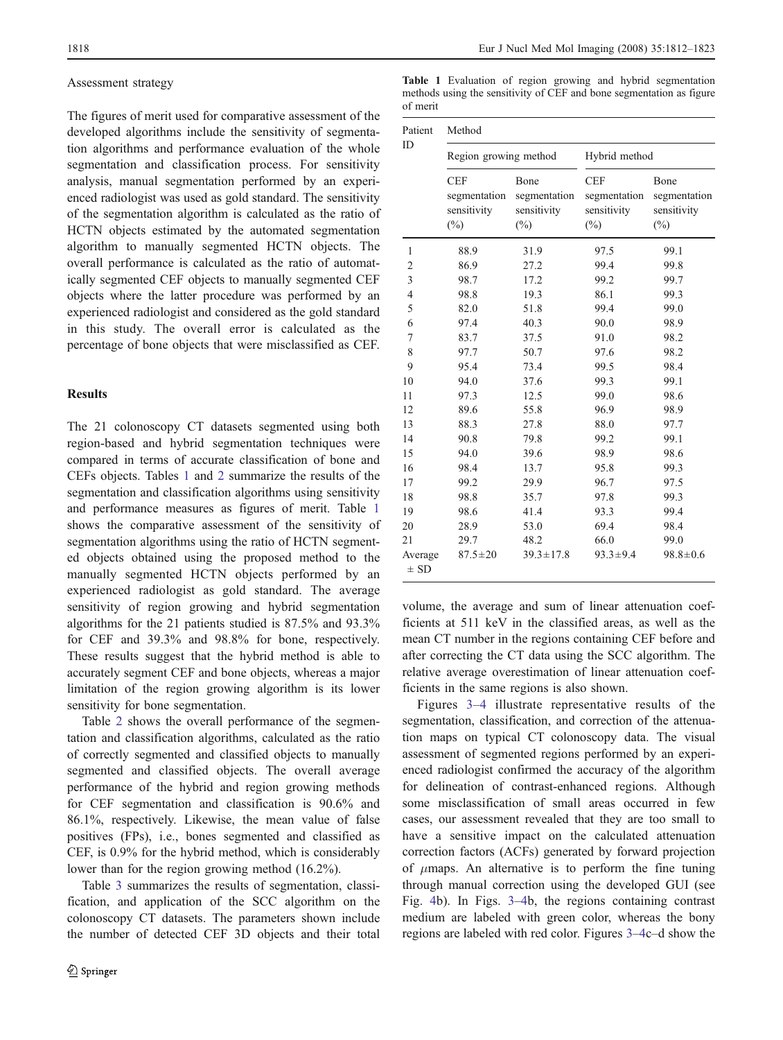Assessment strategy

The figures of merit used for comparative assessment of the developed algorithms include the sensitivity of segmentation algorithms and performance evaluation of the whole segmentation and classification process. For sensitivity analysis, manual segmentation performed by an experienced radiologist was used as gold standard. The sensitivity of the segmentation algorithm is calculated as the ratio of HCTN objects estimated by the automated segmentation algorithm to manually segmented HCTN objects. The overall performance is calculated as the ratio of automatically segmented CEF objects to manually segmented CEF objects where the latter procedure was performed by an experienced radiologist and considered as the gold standard in this study. The overall error is calculated as the percentage of bone objects that were misclassified as CEF.

## Results

The 21 colonoscopy CT datasets segmented using both region-based and hybrid segmentation techniques were compared in terms of accurate classification of bone and CEFs objects. Tables 1 and 2 summarize the results of the segmentation and classification algorithms using sensitivity and performance measures as figures of merit. Table 1 shows the comparative assessment of the sensitivity of segmentation algorithms using the ratio of HCTN segmented objects obtained using the proposed method to the manually segmented HCTN objects performed by an experienced radiologist as gold standard. The average sensitivity of region growing and hybrid segmentation algorithms for the 21 patients studied is 87.5% and 93.3% for CEF and 39.3% and 98.8% for bone, respectively. These results suggest that the hybrid method is able to accurately segment CEF and bone objects, whereas a major limitation of the region growing algorithm is its lower sensitivity for bone segmentation.

Table 2 shows the overall performance of the segmentation and classification algorithms, calculated as the ratio of correctly segmented and classified objects to manually segmented and classified objects. The overall average performance of the hybrid and region growing methods for CEF segmentation and classification is 90.6% and 86.1%, respectively. Likewise, the mean value of false positives (FPs), i.e., bones segmented and classified as CEF, is 0.9% for the hybrid method, which is considerably lower than for the region growing method (16.2%).

Table 3 summarizes the results of segmentation, classification, and application of the SCC algorithm on the colonoscopy CT datasets. The parameters shown include the number of detected CEF 3D objects and their total volume, the average and sum of linear attenuation coefficients at 511 keV in the classified areas, as well as the mean CT number in the regions containing CEF before and after correcting the CT data using the SCC algorithm. The relative average overestimation of linear attenuation coefficients in the same regions is also shown.

**Table 1** Evaluation of region growing and hybrid segmentation methods using the sensitivity of CEF and bone segmentation as figure of merit

| Patient ID | Method | | | |
|---|---|---|---|---|
| | Region growing method | | Hybrid method | |
| | CEF segmentation sensitivity (%) | Bone segmentation sensitivity (%) | CEF segmentation sensitivity (%) | Bone segmentation sensitivity (%) |
| 1 | 88.9 | 31.9 | 97.5 | 99.1 |
| 2 | 86.9 | 27.2 | 99.4 | 99.8 |
| 3 | 98.7 | 17.2 | 99.2 | 99.7 |
| 4 | 98.8 | 19.3 | 86.1 | 99.3 |
| 5 | 82.0 | 51.8 | 99.4 | 99.0 |
| 6 | 97.4 | 40.3 | 90.0 | 98.9 |
| 7 | 83.7 | 37.5 | 91.0 | 98.2 |
| 8 | 97.7 | 50.7 | 97.6 | 98.2 |
| 9 | 95.4 | 73.4 | 99.5 | 98.4 |
| 10 | 94.0 | 37.6 | 99.3 | 99.1 |
| 11 | 97.3 | 12.5 | 99.0 | 98.6 |
| 12 | 89.6 | 55.8 | 96.9 | 98.9 |
| 13 | 88.3 | 27.8 | 88.0 | 97.7 |
| 14 | 90.8 | 79.8 | 99.2 | 99.1 |
| 15 | 94.0 | 39.6 | 98.9 | 98.6 |
| 16 | 98.4 | 13.7 | 95.8 | 99.3 |
| 17 | 99.2 | 29.9 | 96.7 | 97.5 |
| 18 | 98.8 | 35.7 | 97.8 | 99.3 |
| 19 | 98.6 | 41.4 | 93.3 | 99.4 |
| 20 | 28.9 | 53.0 | 69.4 | 98.4 |
| 21 | 29.7 | 48.2 | 66.0 | 99.0 |
| Average ± SD | 87.5±20 | 39.3±17.8 | 93.3±9.4 | 98.8±0.6 |

Figures 3–4 illustrate representative results of the segmentation, classification, and correction of the attenuation maps on typical CT colonoscopy data. The visual assessment of segmented regions performed by an experienced radiologist confirmed the accuracy of the algorithm for delineation of contrast-enhanced regions. Although some misclassification of small areas occurred in few cases, our assessment revealed that they are too small to have a sensitive impact on the calculated attenuation correction factors (ACFs) generated by forward projection of $\mu$maps. An alternative is to perform the fine tuning through manual correction using the developed GUI (see Fig. 4b). In Figs. 3–4b, the regions containing contrast medium are labeled with green color, whereas the bony regions are labeled with red color. Figures 3–4c–d show the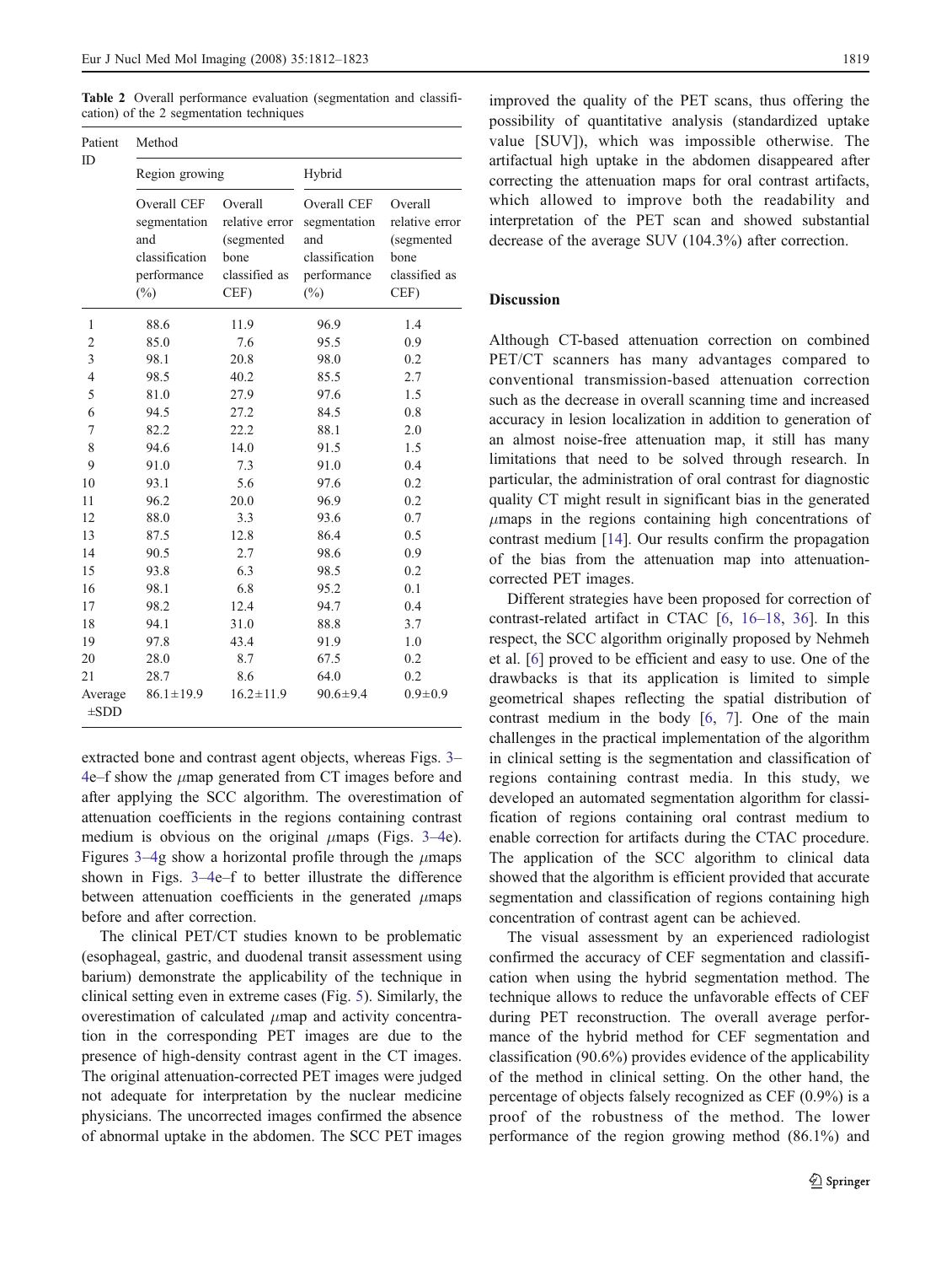**Table 2** Overall performance evaluation (segmentation and classification) of the 2 segmentation techniques

| Patient ID | Method | | | |
|---|---|---|---|---|
| | Region growing | | Hybrid | |
| | Overall CEF segmentation and classification performance (%) | Overall relative error (segmented bone classified as CEF) | Overall CEF segmentation and classification performance (%) | Overall relative error (segmented bone classified as CEF) |
| 1 | 88.6 | 11.9 | 96.9 | 1.4 |
| 2 | 85.0 | 7.6 | 95.5 | 0.9 |
| 3 | 98.1 | 20.8 | 98.0 | 0.2 |
| 4 | 98.5 | 40.2 | 85.5 | 2.7 |
| 5 | 81.0 | 27.9 | 97.6 | 1.5 |
| 6 | 94.5 | 27.2 | 84.5 | 0.8 |
| 7 | 82.2 | 22.2 | 88.1 | 2.0 |
| 8 | 94.6 | 14.0 | 91.5 | 1.5 |
| 9 | 91.0 | 7.3 | 91.0 | 0.4 |
| 10 | 93.1 | 5.6 | 97.6 | 0.2 |
| 11 | 96.2 | 20.0 | 96.9 | 0.2 |
| 12 | 88.0 | 3.3 | 93.6 | 0.7 |
| 13 | 87.5 | 12.8 | 86.4 | 0.5 |
| 14 | 90.5 | 2.7 | 98.6 | 0.9 |
| 15 | 93.8 | 6.3 | 98.5 | 0.2 |
| 16 | 98.1 | 6.8 | 95.2 | 0.1 |
| 17 | 98.2 | 12.4 | 94.7 | 0.4 |
| 18 | 94.1 | 31.0 | 88.8 | 3.7 |
| 19 | 97.8 | 43.4 | 91.9 | 1.0 |
| 20 | 28.0 | 8.7 | 67.5 | 0.2 |
| 21 | 28.7 | 8.6 | 64.0 | 0.2 |
| Average ±SDD | 86.1±19.9 | 16.2±11.9 | 90.6±9.4 | 0.9±0.9 |

extracted bone and contrast agent objects, whereas Figs. 3–4e–f show the $\mu$map generated from CT images before and after applying the SCC algorithm. The overestimation of attenuation coefficients in the regions containing contrast medium is obvious on the original $\mu$maps (Figs. 3–4e). Figures 3–4g show a horizontal profile through the $\mu$maps shown in Figs. 3–4e–f to better illustrate the difference between attenuation coefficients in the generated $\mu$maps before and after correction.

The clinical PET/CT studies known to be problematic (esophageal, gastric, and duodenal transit assessment using barium) demonstrate the applicability of the technique in clinical setting even in extreme cases (Fig. 5). Similarly, the overestimation of calculated $\mu$map and activity concentration in the corresponding PET images are due to the presence of high-density contrast agent in the CT images. The original attenuation-corrected PET images were judged not adequate for interpretation by the nuclear medicine physicians. The uncorrected images confirmed the absence of abnormal uptake in the abdomen. The SCC PET images improved the quality of the PET scans, thus offering the possibility of quantitative analysis (standardized uptake value [SUV]), which was impossible otherwise. The artifactual high uptake in the abdomen disappeared after correcting the attenuation maps for oral contrast artifacts, which allowed to improve both the readability and interpretation of the PET scan and showed substantial decrease of the average SUV (104.3%) after correction.

## Discussion

Although CT-based attenuation correction on combined PET/CT scanners has many advantages compared to conventional transmission-based attenuation correction such as the decrease in overall scanning time and increased accuracy in lesion localization in addition to generation of an almost noise-free attenuation map, it still has many limitations that need to be solved through research. In particular, the administration of oral contrast for diagnostic quality CT might result in significant bias in the generated $\mu$maps in the regions containing high concentrations of contrast medium [14]. Our results confirm the propagation of the bias from the attenuation map into attenuation-corrected PET images.

Different strategies have been proposed for correction of contrast-related artifact in CTAC [6, 16–18, 36]. In this respect, the SCC algorithm originally proposed by Nehmeh et al. [6] proved to be efficient and easy to use. One of the drawbacks is that its application is limited to simple geometrical shapes reflecting the spatial distribution of contrast medium in the body [6, 7]. One of the main challenges in the practical implementation of the algorithm in clinical setting is the segmentation and classification of regions containing contrast media. In this study, we developed an automated segmentation algorithm for classification of regions containing oral contrast medium to enable correction for artifacts during the CTAC procedure. The application of the SCC algorithm to clinical data showed that the algorithm is efficient provided that accurate segmentation and classification of regions containing high concentration of contrast agent can be achieved.

The visual assessment by an experienced radiologist confirmed the accuracy of CEF segmentation and classification when using the hybrid segmentation method. The technique allows to reduce the unfavorable effects of CEF during PET reconstruction. The overall average performance of the hybrid method for CEF segmentation and classification (90.6%) provides evidence of the applicability of the method in clinical setting. On the other hand, the percentage of objects falsely recognized as CEF (0.9%) is a proof of the robustness of the method. The lower performance of the region growing method (86.1%) and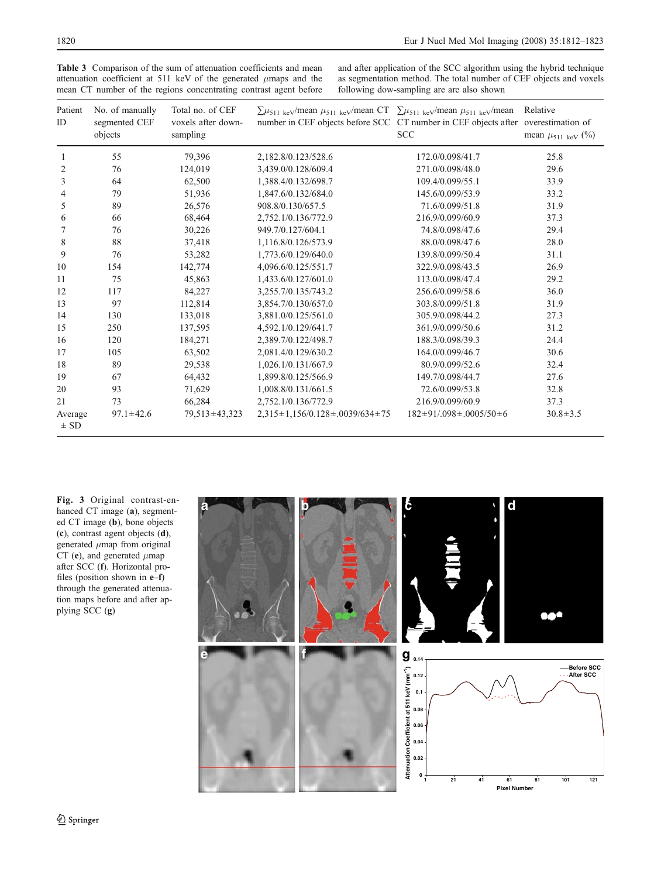**Table 3** Comparison of the sum of attenuation coefficients and mean attenuation coefficient at 511 keV of the generated $\mu$maps and the mean CT number of the regions concentrating contrast agent before and after application of the SCC algorithm using the hybrid technique as segmentation method. The total number of CEF objects and voxels following dow-sampling are are also shown

| Patient ID | No. of manually segmented CEF objects | Total no. of CEF voxels after down-sampling | $\sum\mu_{511\ \mathrm{keV}}$/mean $\mu_{511\ \mathrm{keV}}$/mean CT number in CEF objects before SCC | $\sum\mu_{511\ \mathrm{keV}}$/mean $\mu_{511\ \mathrm{keV}}$/mean CT number in CEF objects after SCC | Relative overestimation of mean $\mu_{511\ \mathrm{keV}}$ (%) |
|---|---|---|---|---|---|
| 1 | 55 | 79,396 | 2,182.8/0.123/528.6 | 172.0/0.098/41.7 | 25.8 |
| 2 | 76 | 124,019 | 3,439.0/0.128/609.4 | 271.0/0.098/48.0 | 29.6 |
| 3 | 64 | 62,500 | 1,388.4/0.132/698.7 | 109.4/0.099/55.1 | 33.9 |
| 4 | 79 | 51,936 | 1,847.6/0.132/684.0 | 145.6/0.099/53.9 | 33.2 |
| 5 | 89 | 26,576 | 908.8/0.130/657.5 | 71.6/0.099/51.8 | 31.9 |
| 6 | 66 | 68,464 | 2,752.1/0.136/772.9 | 216.9/0.099/60.9 | 37.3 |
| 7 | 76 | 30,226 | 949.7/0.127/604.1 | 74.8/0.098/47.6 | 29.4 |
| 8 | 88 | 37,418 | 1,116.8/0.126/573.9 | 88.0/0.098/47.6 | 28.0 |
| 9 | 76 | 53,282 | 1,773.6/0.129/640.0 | 139.8/0.099/50.4 | 31.1 |
| 10 | 154 | 142,774 | 4,096.6/0.125/551.7 | 322.9/0.098/43.5 | 26.9 |
| 11 | 75 | 45,863 | 1,433.6/0.127/601.0 | 113.0/0.098/47.4 | 29.2 |
| 12 | 117 | 84,227 | 3,255.7/0.135/743.2 | 256.6/0.099/58.6 | 36.0 |
| 13 | 97 | 112,814 | 3,854.7/0.130/657.0 | 303.8/0.099/51.8 | 31.9 |
| 14 | 130 | 133,018 | 3,881.0/0.125/561.0 | 305.9/0.098/44.2 | 27.3 |
| 15 | 250 | 137,595 | 4,592.1/0.129/641.7 | 361.9/0.099/50.6 | 31.2 |
| 16 | 120 | 184,271 | 2,389.7/0.122/498.7 | 188.3/0.098/39.3 | 24.4 |
| 17 | 105 | 63,502 | 2,081.4/0.129/630.2 | 164.0/0.099/46.7 | 30.6 |
| 18 | 89 | 29,538 | 1,026.1/0.131/667.9 | 80.9/0.099/52.6 | 32.4 |
| 19 | 67 | 64,432 | 1,899.8/0.125/566.9 | 149.7/0.098/44.7 | 27.6 |
| 20 | 93 | 71,629 | 1,008.8/0.131/661.5 | 72.6/0.099/53.8 | 32.8 |
| 21 | 73 | 66,284 | 2,752.1/0.136/772.9 | 216.9/0.099/60.9 | 37.3 |
| Average ± SD | 97.1±42.6 | 79,513±43,323 | 2,315±1,156/0.128±.0039/634±75 | 182±91/.098±.0005/50±6 | 30.8±3.5 |

**Fig. 3** Original contrast-enhanced CT image (**a**), segmented CT image (**b**), bone objects (**c**), contrast agent objects (**d**), generated $\mu$map from original CT (**e**), and generated $\mu$map after SCC (**f**). Horizontal profiles (position shown in **e**–**f**) through the generated attenuation maps before and after applying SCC (**g**)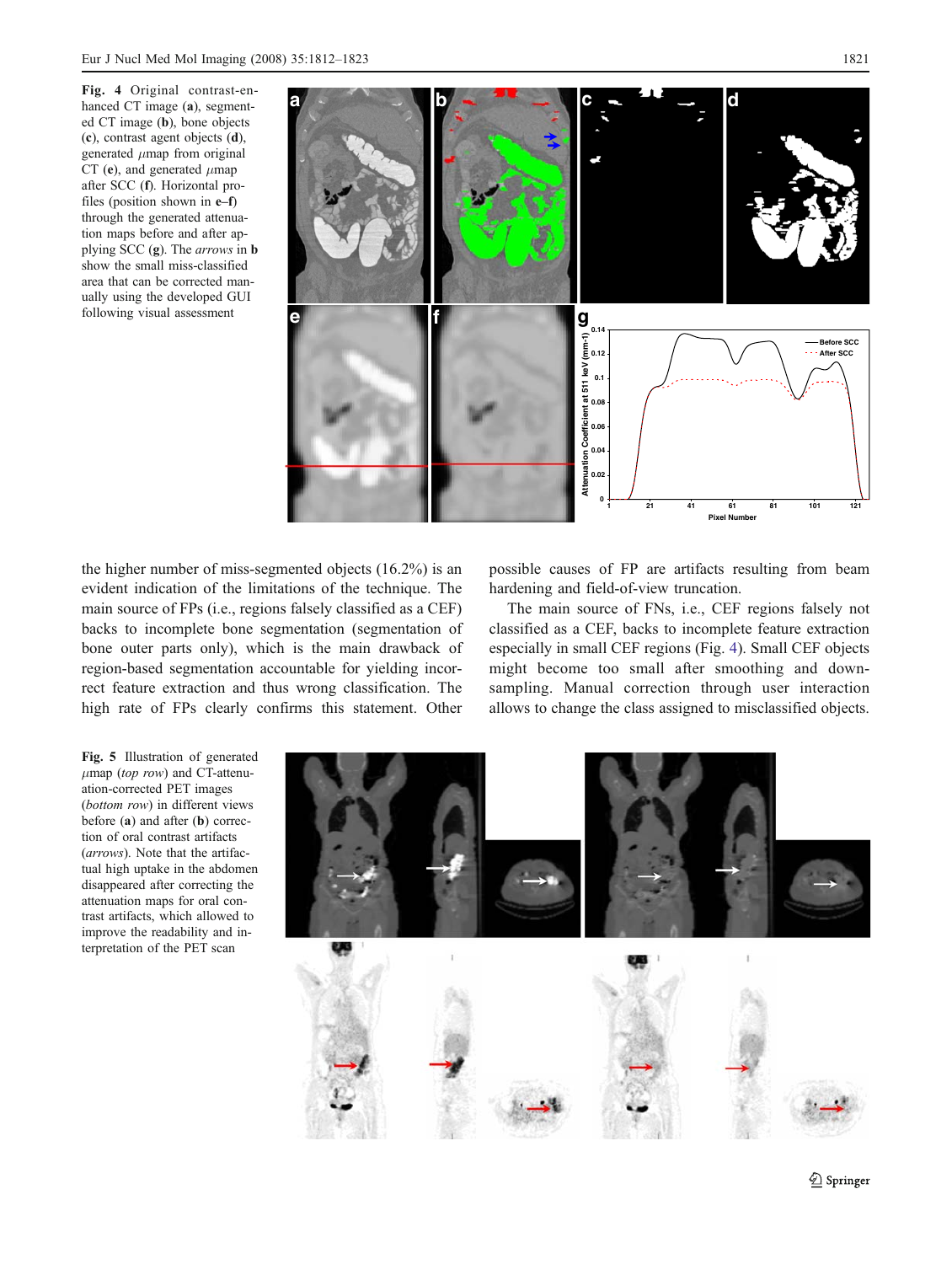**Fig. 4** Original contrast-enhanced CT image (**a**), segmented CT image (**b**), bone objects (**c**), contrast agent objects (**d**), generated $\mu$map from original CT (**e**), and generated $\mu$map after SCC (**f**). Horizontal profiles (position shown in **e–f**) through the generated attenuation maps before and after applying SCC (**g**). The *arrows* in **b** show the small miss-classified area that can be corrected manually using the developed GUI following visual assessment

the higher number of miss-segmented objects (16.2%) is an evident indication of the limitations of the technique. The main source of FPs (i.e., regions falsely classified as a CEF) backs to incomplete bone segmentation (segmentation of bone outer parts only), which is the main drawback of region-based segmentation accountable for yielding incorrect feature extraction and thus wrong classification. The high rate of FPs clearly confirms this statement. Other possible causes of FP are artifacts resulting from beam hardening and field-of-view truncation.

The main source of FNs, i.e., CEF regions falsely not classified as a CEF, backs to incomplete feature extraction especially in small CEF regions (Fig. 4). Small CEF objects might become too small after smoothing and downsampling. Manual correction through user interaction allows to change the class assigned to misclassified objects.

**Fig. 5** Illustration of generated $\mu$map (*top row*) and CT-attenuation-corrected PET images (*bottom row*) in different views before (**a**) and after (**b**) correction of oral contrast artifacts (*arrows*). Note that the artifactual high uptake in the abdomen disappeared after correcting the attenuation maps for oral contrast artifacts, which allowed to improve the readability and interpretation of the PET scan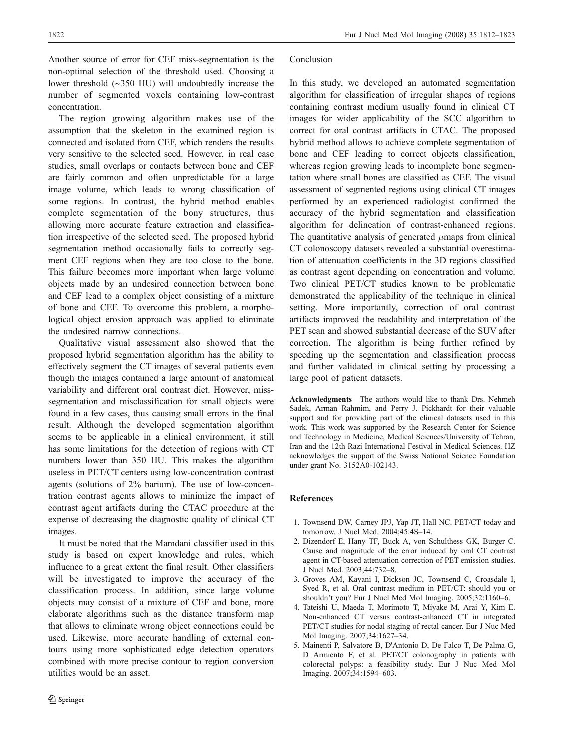Another source of error for CEF miss-segmentation is the non-optimal selection of the threshold used. Choosing a lower threshold (~350 HU) will undoubtedly increase the number of segmented voxels containing low-contrast concentration.

The region growing algorithm makes use of the assumption that the skeleton in the examined region is connected and isolated from CEF, which renders the results very sensitive to the selected seed. However, in real case studies, small overlaps or contacts between bone and CEF are fairly common and often unpredictable for a large image volume, which leads to wrong classification of some regions. In contrast, the hybrid method enables complete segmentation of the bony structures, thus allowing more accurate feature extraction and classification irrespective of the selected seed. The proposed hybrid segmentation method occasionally fails to correctly segment CEF regions when they are too close to the bone. This failure becomes more important when large volume objects made by an undesired connection between bone and CEF lead to a complex object consisting of a mixture of bone and CEF. To overcome this problem, a morphological object erosion approach was applied to eliminate the undesired narrow connections.

Qualitative visual assessment also showed that the proposed hybrid segmentation algorithm has the ability to effectively segment the CT images of several patients even though the images contained a large amount of anatomical variability and different oral contrast diet. However, miss-segmentation and misclassification for small objects were found in a few cases, thus causing small errors in the final result. Although the developed segmentation algorithm seems to be applicable in a clinical environment, it still has some limitations for the detection of regions with CT numbers lower than 350 HU. This makes the algorithm useless in PET/CT centers using low-concentration contrast agents (solutions of 2% barium). The use of low-concentration contrast agents allows to minimize the impact of contrast agent artifacts during the CTAC procedure at the expense of decreasing the diagnostic quality of clinical CT images.

It must be noted that the Mamdani classifier used in this study is based on expert knowledge and rules, which influence to a great extent the final result. Other classifiers will be investigated to improve the accuracy of the classification process. In addition, since large volume objects may consist of a mixture of CEF and bone, more elaborate algorithms such as the distance transform map that allows to eliminate wrong object connections could be used. Likewise, more accurate handling of external contours using more sophisticated edge detection operators combined with more precise contour to region conversion utilities would be an asset.

## Conclusion

In this study, we developed an automated segmentation algorithm for classification of irregular shapes of regions containing contrast medium usually found in clinical CT images for wider applicability of the SCC algorithm to correct for oral contrast artifacts in CTAC. The proposed hybrid allows to achieve complete segmentation of bone and CEF leading to correct objects classification, whereas region growing leads to incomplete bone segmentation where small bones are classified as CEF. The visual assessment of segmented regions using clinical CT images performed by an experienced radiologist confirmed the accuracy of the hybrid segmentation and classification algorithm for delineation of contrast-enhanced regions. The quantitative analysis of generated $\mu$maps from clinical CT colonoscopy datasets revealed a substantial overestimation of attenuation coefficients in the 3D regions classified as contrast agent depending on concentration and volume. Two clinical PET/CT studies known to be problematic demonstrated the applicability of the technique in clinical setting. More importantly, correction of oral contrast artifacts improved the readability and interpretation of the PET scan and showed substantial decrease of the SUV after correction. The algorithm is being further refined by speeding up the segmentation and classification process and further validated in clinical setting by processing a large pool of patient datasets.

**Acknowledgments** The authors would like to thank Drs. Nehmeh Sadek, Arman Rahmim, and Perry J. Pickhardt for their valuable support and for providing part of the clinical datasets used in this work. This work was supported by the Research Center for Science and Technology in Medicine, Medical Sciences/University of Tehran, Iran and the 12th Razi International Festival in Medical Sciences. HZ acknowledges the support of the Swiss National Science Foundation under grant No. 3152A0-102143.

## References

1. Townsend DW, Carney JPJ, Yap JT, Hall NC. PET/CT today and tomorrow. J Nucl Med. 2004;45:4S–14.
2. Dizendorf E, Hany TF, Buck A, von Schulthess GK, Burger C. Cause and magnitude of the error induced by oral CT contrast agent in CT-based attenuation correction of PET emission studies. J Nucl Med. 2003;44:732–8.
3. Groves AM, Kayani I, Dickson JC, Townsend C, Croasdale I, Syed R, et al. Oral contrast medium in PET/CT: should you or shouldn't you? Eur J Nucl Med Mol Imaging. 2005;32:1160–6.
4. Tateishi U, Maeda T, Morimoto T, Miyake M, Arai Y, Kim E. Non-enhanced CT versus contrast-enhanced CT in integrated PET/CT studies for nodal staging of rectal cancer. Eur J Nuc Med Mol Imaging. 2007;34:1627–34.
5. Mainenti P, Salvatore B, D'Antonio D, De Falco T, De Palma G, D Armiento F, et al. PET/CT colonography in patients with colorectal polyps: a feasibility study. Eur J Nuc Med Mol Imaging. 2007;34:1594–603.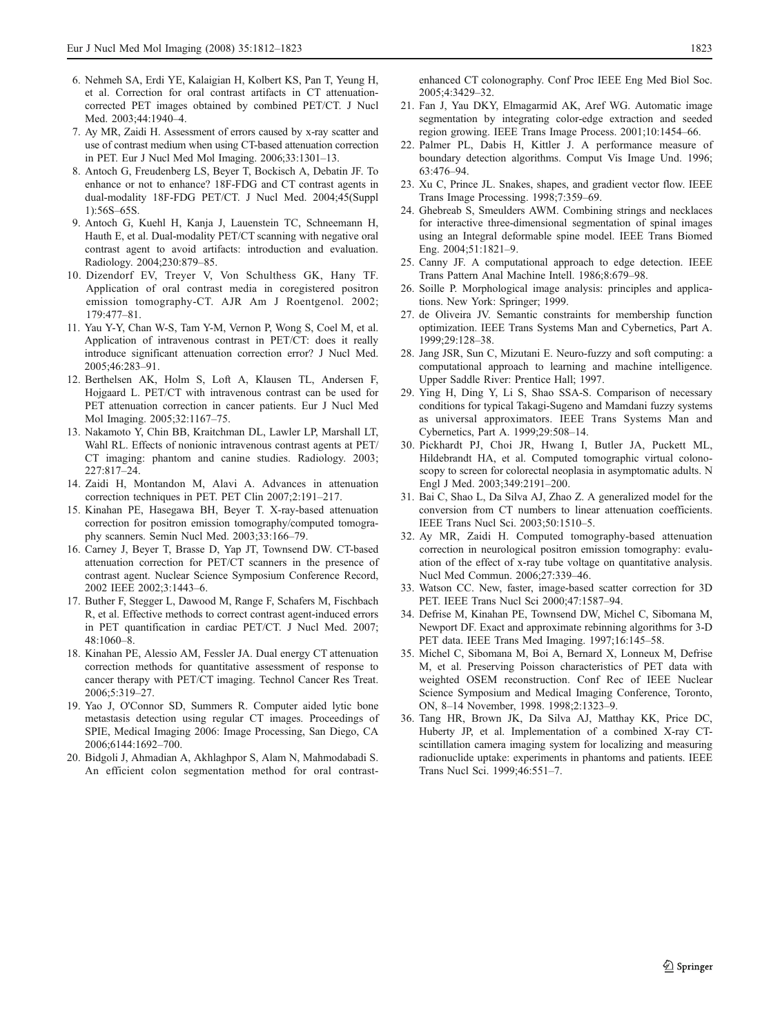6. Nehmeh SA, Erdi YE, Kalaigian H, Kolbert KS, Pan T, Yeung H, et al. Correction for oral contrast artifacts in CT attenuation-corrected PET images obtained by combined PET/CT. J Nucl Med. 2003;44:1940–4.
7. Ay MR, Zaidi H. Assessment of errors caused by x-ray scatter and use of contrast medium when using CT-based attenuation correction in PET. Eur J Nucl Med Mol Imaging. 2006;33:1301–13.
8. Antoch G, Freudenberg LS, Beyer T, Bockisch A, Debatin JF. To enhance or not to enhance? 18F-FDG and CT contrast agents in dual-modality 18F-FDG PET/CT. J Nucl Med. 2004;45(Suppl 1):56S–65S.
9. Antoch G, Kuehl H, Kanja J, Lauenstein TC, Schneemann H, Hauth E, et al. Dual-modality PET/CT scanning with negative oral contrast agent to avoid artifacts: introduction and evaluation. Radiology. 2004;230:879–85.
10. Dizendorf EV, Treyer V, Von Schulthess GK, Hany TF. Application of oral contrast media in coregistered positron emission tomography-CT. AJR Am J Roentgenol. 2002; 179:477–81.
11. Yau Y-Y, Chan W-S, Tam Y-M, Vernon P, Wong S, Coel M, et al. Application of intravenous contrast in PET/CT: does it really introduce significant attenuation correction error? J Nucl Med. 2005;46:283–91.
12. Berthelsen AK, Holm S, Loft A, Klausen TL, Andersen F, Hojgaard L. PET/CT with intravenous contrast can be used for PET attenuation correction in cancer patients. Eur J Nucl Med Mol Imaging. 2005;32:1167–75.
13. Nakamoto Y, Chin BB, Kraitchman DL, Lawler LP, Marshall LT, Wahl RL. Effects of nonionic intravenous contrast agents at PET/CT imaging: phantom and canine studies. Radiology. 2003; 227:817–24.
14. Zaidi H, Montandon M, Alavi A. Advances in attenuation correction techniques in PET. PET Clin 2007;2:191–217.
15. Kinahan PE, Hasegawa BH, Beyer T. X-ray-based attenuation correction for positron emission tomography/computed tomography scanners. Semin Nucl Med. 2003;33:166–79.
16. Carney J, Beyer T, Brasse D, Yap JT, Townsend DW. CT-based attenuation correction for PET/CT scanners in the presence of contrast agent. Nuclear Science Symposium Conference Record, 2002 IEEE 2002;3:1443–6.
17. Buther F, Stegger L, Dawood M, Range F, Schafers M, Fischbach R, et al. Effective methods to correct contrast agent-induced errors in PET quantification in cardiac PET/CT. J Nucl Med. 2007; 48:1060–8.
18. Kinahan PE, Alessio AM, Fessler JA. Dual energy CT attenuation correction methods for quantitative assessment of response to cancer therapy with PET/CT imaging. Technol Cancer Res Treat. 2006;5:319–27.
19. Yao J, O'Connor SD, Summers R. Computer aided lytic bone metastasis detection using regular CT images. Proceedings of SPIE, Medical Imaging 2006: Image Processing, San Diego, CA 2006;6144:1692–700.
20. Bidgoli J, Ahmadian A, Akhlaghpor S, Alam N, Mahmodabadi S. An efficient colon segmentation method for oral contrast-enhanced CT colonography. Conf Proc IEEE Eng Med Biol Soc. 2005;4:3429–32.
21. Fan J, Yau DKY, Elmagarmid AK, Aref WG. Automatic image segmentation by integrating color-edge extraction and seeded region growing. IEEE Trans Image Process. 2001;10:1454–66.
22. Palmer PL, Dabis H, Kittler J. A performance measure of boundary detection algorithms. Comput Vis Image Und. 1996; 63:476–94.
23. Xu C, Prince JL. Snakes, shapes, and gradient vector flow. IEEE Trans Image Processing. 1998;7:359–69.
24. Ghebreab S, Smeulders AWM. Combining strings and necklaces for interactive three-dimensional segmentation of spinal images using an Integral deformable spine model. IEEE Trans Biomed Eng. 2004;51:1821–9.
25. Canny JF. A computational approach to edge detection. IEEE Trans Pattern Anal Machine Intell. 1986;8:679–98.
26. Soille P. Morphological image analysis: principles and applications. New York: Springer; 1999.
27. de Oliveira JV. Semantic constraints for membership function optimization. IEEE Trans Systems Man and Cybernetics, Part A. 1999;29:128–38.
28. Jang JSR, Sun C, Mizutani E. Neuro-fuzzy and soft computing: a computational approach to learning and machine intelligence. Upper Saddle River: Prentice Hall; 1997.
29. Ying H, Ding Y, Li S, Shao SSA-S. Comparison of necessary conditions for typical Takagi-Sugeno and Mamdani fuzzy systems as universal approximators. IEEE Trans Systems Man and Cybernetics, Part A. 1999;29:508–14.
30. Pickhardt PJ, Choi JR, Hwang I, Butler JA, Puckett ML, Hildebrandt HA, et al. Computed tomographic virtual colonoscopy to screen for colorectal neoplasia in asymptomatic adults. N Engl J Med. 2003;349:2191–200.
31. Bai C, Shao L, Da Silva AJ, Zhao Z. A generalized model for the conversion from CT numbers to linear attenuation coefficients. IEEE Trans Nucl Sci. 2003;50:1510–5.
32. Ay MR, Zaidi H. Computed tomography-based attenuation correction in neurological positron emission tomography: evaluation of the effect of x-ray tube voltage on quantitative analysis. Nucl Med Commun. 2006;27:339–46.
33. Watson CC. New, faster, image-based scatter correction for 3D PET. IEEE Trans Nucl Sci 2000;47:1587–94.
34. Defrise M, Kinahan PE, Townsend DW, Michel C, Sibomana M, Newport DF. Exact and approximate rebinning algorithms for 3-D PET data. IEEE Trans Med Imaging. 1997;16:145–58.
35. Michel C, Sibomana M, Boi A, Bernard X, Lonneux M, Defrise M, et al. Preserving Poisson characteristics of PET data with weighted OSEM reconstruction. Conf Rec of IEEE Nuclear Science Symposium and Medical Imaging Conference, Toronto, ON, 8–14 November, 1998. 1998;2:1323–9.
36. Tang HR, Brown JK, Da Silva AJ, Matthay KK, Price DC, Huberty JP, et al. Implementation of a combined X-ray CT-scintillation camera imaging system for localizing and measuring radionuclide uptake: experiments in phantoms and patients. IEEE Trans Nucl Sci. 1999;46:551–7.